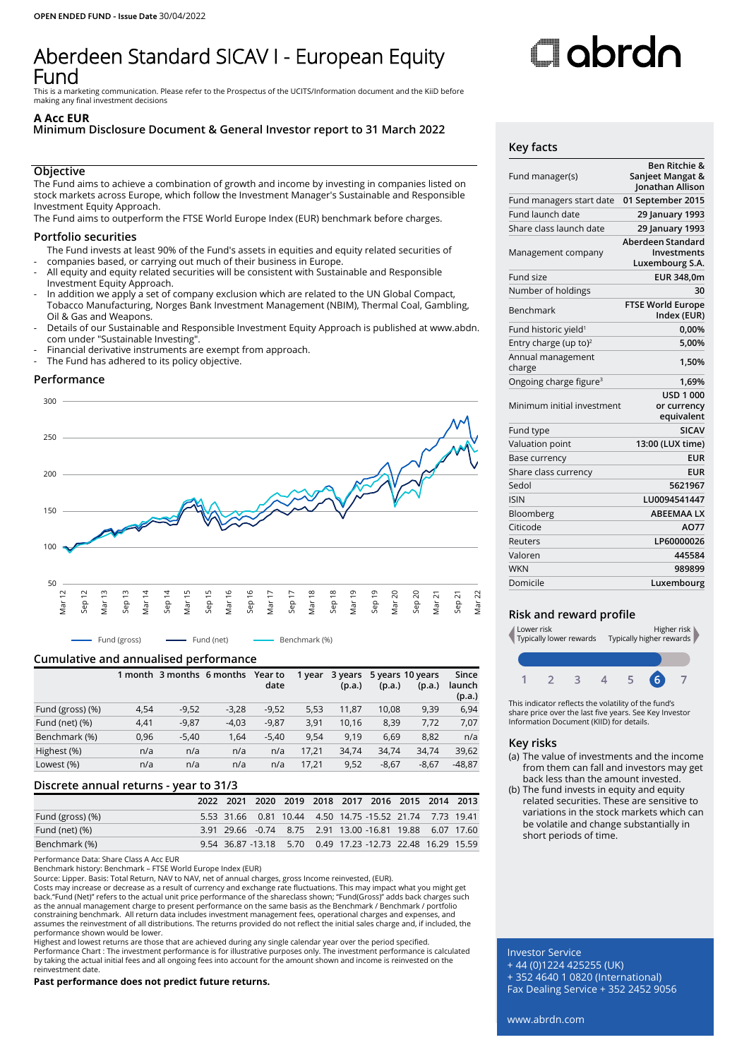OPEN ENDED FUND - Issue Date 30/04/2022

# Aberdeen Standard SICAV I - European Equity Fund

This is a marketing communication. Please refer to the Prospectus of the UCITS/Information document and the KiiD before making any final investment decisions

**A Acc EUR**
**Minimum Disclosure Document & General Investor report to 31 March 2022**

## Objective

The Fund aims to achieve a combination of growth and income by investing in companies listed on stock markets across Europe, which follow the Investment Manager's Sustainable and Responsible Investment Equity Approach.

The Fund aims to outperform the FTSE World Europe Index (EUR) benchmark before charges.

## Portfolio securities

- The Fund invests at least 90% of the Fund's assets in equities and equity related securities of companies based, or carrying out much of their business in Europe.
- All equity and equity related securities will be consistent with Sustainable and Responsible Investment Equity Approach.
- In addition we apply a set of company exclusion which are related to the UN Global Compact, Tobacco Manufacturing, Norges Bank Investment Management (NBIM), Thermal Coal, Gambling, Oil & Gas and Weapons.
- Details of our Sustainable and Responsible Investment Equity Approach is published at www.abdn.com under "Sustainable Investing".
- Financial derivative instruments are exempt from approach.
- The Fund has adhered to its policy objective.

## Performance

Fund (gross) — Fund (net) — Benchmark (%)

## Cumulative and annualised performance

| | 1 month | 3 months | 6 months | Year to date | 1 year | 3 years (p.a.) | 5 years (p.a.) | 10 years (p.a.) | Since launch (p.a.) |
|---|---|---|---|---|---|---|---|---|---|
| Fund (gross) (%) | 4,54 | -9,52 | -3,28 | -9,52 | 5,53 | 11,87 | 10,08 | 9,39 | 6,94 |
| Fund (net) (%) | 4,41 | -9,87 | -4,03 | -9,87 | 3,91 | 10,16 | 8,39 | 7,72 | 7,07 |
| Benchmark (%) | 0,96 | -5,40 | 1,64 | -5,40 | 9,54 | 9,19 | 6,69 | 8,82 | n/a |
| Highest (%) | n/a | n/a | n/a | n/a | 17,21 | 34,74 | 34,74 | 34,74 | 39,62 |
| Lowest (%) | n/a | n/a | n/a | n/a | 17,21 | 9,52 | -8,67 | -8,67 | -48,87 |

## Discrete annual returns - year to 31/3

| | 2022 | 2021 | 2020 | 2019 | 2018 | 2017 | 2016 | 2015 | 2014 | 2013 |
|---|---|---|---|---|---|---|---|---|---|---|
| Fund (gross) (%) | 5.53 | 31.66 | 0.81 | 10.44 | 4.50 | 14.75 | -15.52 | 21.74 | 7.73 | 19.41 |
| Fund (net) (%) | 3.91 | 29.66 | -0.74 | 8.75 | 2.91 | 13.00 | -16.81 | 19.88 | 6.07 | 17.60 |
| Benchmark (%) | 9.54 | 36.87 | -13.18 | 5.70 | 0.49 | 17.23 | -12.73 | 22.48 | 16.29 | 15.59 |

Performance Data: Share Class A Acc EUR
Benchmark history: Benchmark – FTSE World Europe Index (EUR)
Source: Lipper. Basis: Total Return, NAV to NAV, net of annual charges, gross Income reinvested, (EUR).
Costs may increase or decrease as a result of currency and exchange rate fluctuations. This may impact what you might get back."Fund (Net)" refers to the actual unit price performance of the shareclass shown; "Fund(Gross)" adds back charges such as the annual management charge to present performance on the same basis as the Benchmark / Benchmark / portfolio constraining benchmark. All return data includes investment management fees, operational charges and expenses, and assumes the reinvestment of all distributions. The returns provided do not reflect the initial sales charge and, if included, the performance shown would be lower.
Highest and lowest returns are those that are achieved during any single calendar year over the period specified.
Performance Chart : The investment performance is for illustrative purposes only. The investment performance is calculated by taking the actual initial fees and all ongoing fees into account for the amount shown and income is reinvested on the reinvestment date.

**Past performance does not predict future returns.**

## Key facts

| | |
|---|---|
| Fund manager(s) | Ben Ritchie & Sanjeet Mangat & Jonathan Allison |
| Fund managers start date | 01 September 2015 |
| Fund launch date | 29 January 1993 |
| Share class launch date | 29 January 1993 |
| Management company | Aberdeen Standard Investments Luxembourg S.A. |
| Fund size | EUR 348,0m |
| Number of holdings | 30 |
| Benchmark | FTSE World Europe Index (EUR) |
| Fund historic yield[1] | 0,00% |
| Entry charge (up to)[2] | 5,00% |
| Annual management charge | 1,50% |
| Ongoing charge figure[3] | 1,69% |
| Minimum initial investment | USD 1 000 or currency equivalent |
| Fund type | SICAV |
| Valuation point | 13:00 (LUX time) |
| Base currency | EUR |
| Share class currency | EUR |
| Sedol | 5621967 |
| ISIN | LU0094541447 |
| Bloomberg | ABEEMAA LX |
| Citicode | AO77 |
| Reuters | LP60000026 |
| Valoren | 445584 |
| WKN | 989899 |
| Domicile | Luxembourg |

## Risk and reward profile

Lower risk — Typically lower rewards | Higher risk — Typically higher rewards

1 2 3 4 5 **6** 7

This indicator reflects the volatility of the fund's share price over the last five years. See Key Investor Information Document (KIID) for details.

## Key risks

(a) The value of investments and the income from them can fall and investors may get back less than the amount invested.
(b) The fund invests in equity and equity related securities. These are sensitive to variations in the stock markets which can be volatile and change substantially in short periods of time.

Investor Service
+ 44 (0)1224 425255 (UK)
+ 352 4640 1 0820 (International)
Fax Dealing Service + 352 2452 9056

www.abrdn.com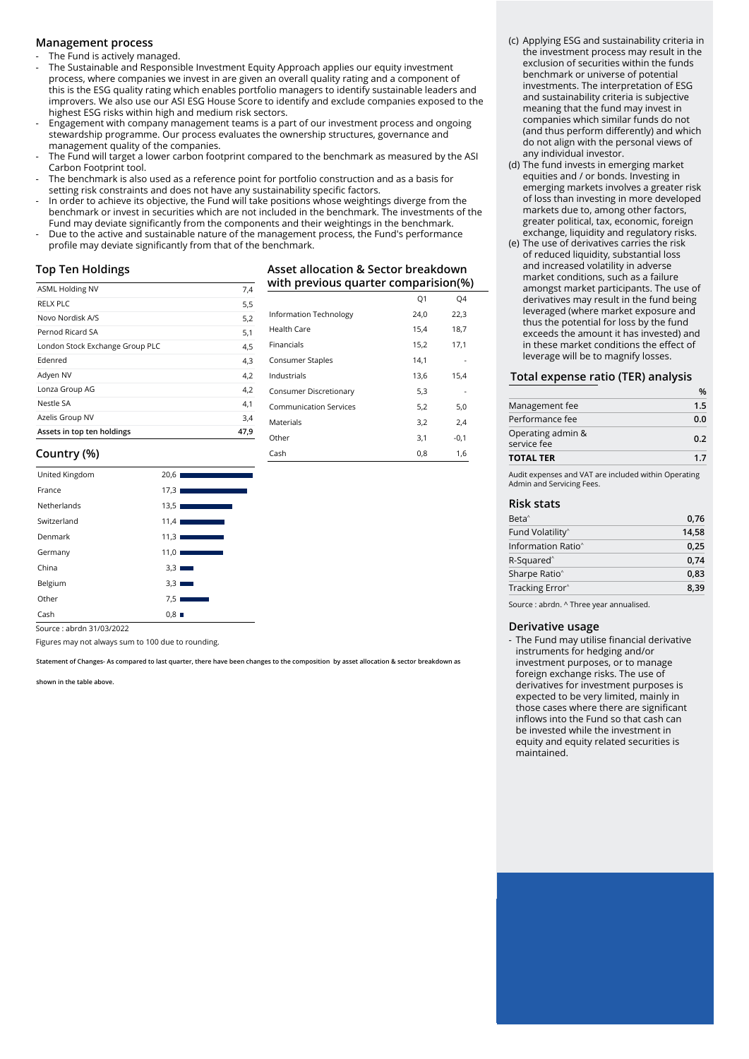## Management process

- The Fund is actively managed.
- The Sustainable and Responsible Investment Equity Approach applies our equity investment process, where companies we invest in are given an overall quality rating and a component of this is the ESG quality rating which enables portfolio managers to identify sustainable leaders and improvers. We also use our ASI ESG House Score to identify and exclude companies exposed to the highest ESG risks within high and medium risk sectors.
- Engagement with company management teams is a part of our investment process and ongoing stewardship programme. Our process evaluates the ownership structures, governance and management quality of the companies.
- The Fund will target a lower carbon footprint compared to the benchmark as measured by the ASI Carbon Footprint tool.
- The benchmark is also used as a reference point for portfolio construction and as a basis for setting risk constraints and does not have any sustainability specific factors.
- In order to achieve its objective, the Fund will take positions whose weightings diverge from the benchmark or invest in securities which are not included in the benchmark. The investments of the Fund may deviate significantly from the components and their weightings in the benchmark.
- Due to the active and sustainable nature of the management process, the Fund's performance profile may deviate significantly from that of the benchmark.

## Top Ten Holdings

| | |
|---|---|
| ASML Holding NV | 7,4 |
| RELX PLC | 5,5 |
| Novo Nordisk A/S | 5,2 |
| Pernod Ricard SA | 5,1 |
| London Stock Exchange Group PLC | 4,5 |
| Edenred | 4,3 |
| Adyen NV | 4,2 |
| Lonza Group AG | 4,2 |
| Nestle SA | 4,1 |
| Azelis Group NV | 3,4 |
| **Assets in top ten holdings** | **47,9** |

## Asset allocation & Sector breakdown with previous quarter comparision(%)

| | Q1 | Q4 |
|---|---|---|
| Information Technology | 24,0 | 22,3 |
| Health Care | 15,4 | 18,7 |
| Financials | 15,2 | 17,1 |
| Consumer Staples | 14,1 | - |
| Industrials | 13,6 | 15,4 |
| Consumer Discretionary | 5,3 | - |
| Communication Services | 5,2 | 5,0 |
| Materials | 3,2 | 2,4 |
| Other | 3,1 | -0,1 |
| Cash | 0,8 | 1,6 |

## Country (%)

| | |
|---|---|
| United Kingdom | 20,6 |
| France | 17,3 |
| Netherlands | 13,5 |
| Switzerland | 11,4 |
| Denmark | 11,3 |
| Germany | 11,0 |
| China | 3,3 |
| Belgium | 3,3 |
| Other | 7,5 |
| Cash | 0,8 |

Source : abrdn 31/03/2022

Figures may not always sum to 100 due to rounding.

**Statement of Changes- As compared to last quarter, there have been changes to the composition by asset allocation & sector breakdown as shown in the table above.**

(c) Applying ESG and sustainability criteria in the investment process may result in the exclusion of securities within the funds benchmark or universe of potential investments. The interpretation of ESG and sustainability criteria is subjective meaning that the fund may invest in companies which similar funds do not (and thus perform differently) and which do not align with the personal views of any individual investor.

(d) The fund invests in emerging market equities and / or bonds. Investing in emerging markets involves a greater risk of loss than investing in more developed markets due to, among other factors, greater political, tax, economic, foreign exchange, liquidity and regulatory risks.

(e) The use of derivatives carries the risk of reduced liquidity, substantial loss and increased volatility in adverse market conditions, such as a failure amongst market participants. The use of derivatives may result in the fund being leveraged (where market exposure and thus the potential for loss by the fund exceeds the amount it has invested) and in these market conditions the effect of leverage will be to magnify losses.

## Total expense ratio (TER) analysis

| | % |
|---|---|
| Management fee | 1.5 |
| Performance fee | 0.0 |
| Operating admin & service fee | 0.2 |
| **TOTAL TER** | **1.7** |

Audit expenses and VAT are included within Operating Admin and Servicing Fees.

## Risk stats

| | |
|---|---|
| Beta^ | 0,76 |
| Fund Volatility^ | 14,58 |
| Information Ratio^ | 0,25 |
| R-Squared^ | 0,74 |
| Sharpe Ratio^ | 0,83 |
| Tracking Error^ | 8,39 |

Source : abrdn. ^ Three year annualised.

## Derivative usage

- The Fund may utilise financial derivative instruments for hedging and/or investment purposes, or to manage foreign exchange risks. The use of derivatives for investment purposes is expected to be very limited, mainly in those cases where there are significant inflows into the Fund so that cash can be invested while the investment in equity and equity related securities is maintained.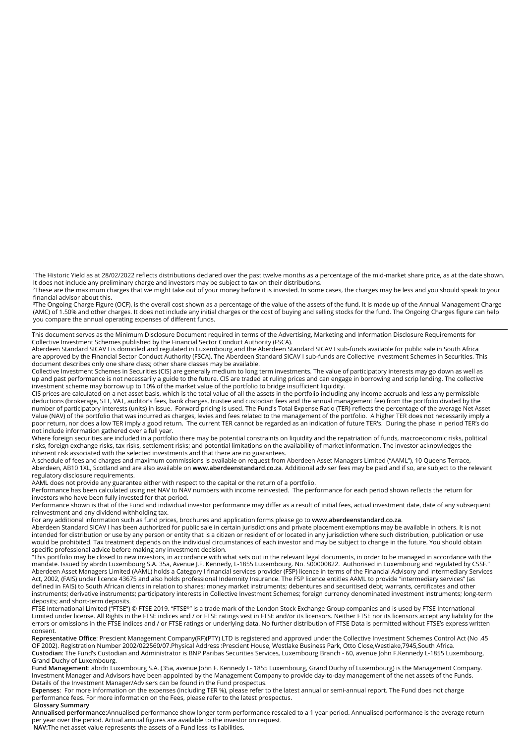[1]The Historic Yield as at 28/02/2022 reflects distributions declared over the past twelve months as a percentage of the mid-market share price, as at the date shown. It does not include any preliminary charge and investors may be subject to tax on their distributions.

[2]These are the maximum charges that we might take out of your money before it is invested. In some cases, the charges may be less and you should speak to your financial advisor about this.

[3]The Ongoing Charge Figure (OCF), is the overall cost shown as a percentage of the value of the assets of the fund. It is made up of the Annual Management Charge (AMC) of 1.50% and other charges. It does not include any initial charges or the cost of buying and selling stocks for the fund. The Ongoing Charges figure can help you compare the annual operating expenses of different funds.

---

This document serves as the Minimum Disclosure Document required in terms of the Advertising, Marketing and Information Disclosure Requirements for Collective Investment Schemes published by the Financial Sector Conduct Authority (FSCA).

Aberdeen Standard SICAV I is domiciled and regulated in Luxembourg and the Aberdeen Standard SICAV I sub-funds available for public sale in South Africa are approved by the Financial Sector Conduct Authority (FSCA). The Aberdeen Standard SICAV I sub-funds are Collective Investment Schemes in Securities. This document describes only one share class; other share classes may be available.

Collective Investment Schemes in Securities (CIS) are generally medium to long term investments. The value of participatory interests may go down as well as up and past performance is not necessarily a guide to the future. CIS are traded at ruling prices and can engage in borrowing and scrip lending. The collective investment scheme may borrow up to 10% of the market value of the portfolio to bridge insufficient liquidity.

CIS prices are calculated on a net asset basis, which is the total value of all the assets in the portfolio including any income accruals and less any permissible deductions (brokerage, STT, VAT, auditor's fees, bank charges, trustee and custodian fees and the annual management fee) from the portfolio divided by the number of participatory interests (units) in issue. Forward pricing is used. The Fund's Total Expense Ratio (TER) reflects the percentage of the average Net Asset Value (NAV) of the portfolio that was incurred as charges, levies and fees related to the management of the portfolio. A higher TER does not necessarily imply a poor return, nor does a low TER imply a good return. The current TER cannot be regarded as an indication of future TER's. During the phase in period TER's do not include information gathered over a full year.

Where foreign securities are included in a portfolio there may be potential constraints on liquidity and the repatriation of funds, macroeconomic risks, political risks, foreign exchange risks, tax risks, settlement risks; and potential limitations on the availability of market information. The investor acknowledges the inherent risk associated with the selected investments and that there are no guarantees.

A schedule of fees and charges and maximum commissions is available on request from Aberdeen Asset Managers Limited ("AAML"), 10 Queens Terrace, Aberdeen, AB10 1XL, Scotland and are also available on **www.aberdeenstandard.co.za**. Additional adviser fees may be paid and if so, are subject to the relevant regulatory disclosure requirements.

AAML does not provide any guarantee either with respect to the capital or the return of a portfolio.

Performance has been calculated using net NAV to NAV numbers with income reinvested. The performance for each period shown reflects the return for investors who have been fully invested for that period.

Performance shown is that of the Fund and individual investor performance may differ as a result of initial fees, actual investment date, date of any subsequent reinvestment and any dividend withholding tax.

For any additional information such as fund prices, brochures and application forms please go to **www.aberdeenstandard.co.za**.

Aberdeen Standard SICAV I has been authorized for public sale in certain jurisdictions and private placement exemptions may be available in others. It is not intended for distribution or use by any person or entity that is a citizen or resident of or located in any jurisdiction where such distribution, publication or use would be prohibited. Tax treatment depends on the individual circumstances of each investor and may be subject to change in the future. You should obtain specific professional advice before making any investment decision.

"This portfolio may be closed to new investors, in accordance with what sets out in the relevant legal documents, in order to be managed in accordance with the mandate. Issued by abrdn Luxembourg S.A. 35a, Avenue J.F. Kennedy, L-1855 Luxembourg. No. S00000822. Authorised in Luxembourg and regulated by CSSF."

Aberdeen Asset Managers Limited (AAML) holds a Category I financial services provider (FSP) licence in terms of the Financial Advisory and Intermediary Services Act, 2002, (FAIS) under licence 43675 and also holds professional Indemnity Insurance. The FSP licence entitles AAML to provide "intermediary services" (as defined in FAIS) to South African clients in relation to shares; money market instruments; debentures and securitised debt; warrants, certificates and other instruments; derivative instruments; participatory interests in Collective Investment Schemes; foreign currency denominated investment instruments; long-term deposits; and short-term deposits.

FTSE International Limited ("FTSE") © FTSE 2019. "FTSE®" is a trade mark of the London Stock Exchange Group companies and is used by FTSE International Limited under license. All Rights in the FTSE indices and / or FTSE ratings vest in FTSE and/or its licensors. Neither FTSE nor its licensors accept any liability for the errors or omissions in the FTSE indices and / or FTSE ratings or underlying data. No further distribution of FTSE Data is permitted without FTSE's express written consent.

**Representative Office**: Prescient Management Company(RF)(PTY) LTD is registered and approved under the Collective Investment Schemes Control Act (No .45 OF 2002). Registration Number 2002/022560/07.Physical Address :Prescient House, Westlake Business Park, Otto Close,Westlake,7945,South Africa.

**Custodian**: The Fund's Custodian and Administrator is BNP Paribas Securities Services, Luxembourg Branch - 60, avenue John F.Kennedy L-1855 Luxembourg, Grand Duchy of Luxembourg.

**Fund Management**: abrdn Luxembourg S.A. (35a, avenue John F. Kennedy L- 1855 Luxembourg, Grand Duchy of Luxembourg) is the Management Company. Investment Manager and Advisors have been appointed by the Management Company to provide day-to-day management of the net assets of the Funds. Details of the Investment Manager/Advisers can be found in the Fund prospectus.

**Expenses**: For more information on the expenses (including TER %), please refer to the latest annual or semi-annual report. The Fund does not charge performance fees. For more information on the Fees, please refer to the latest prospectus.

**Glossary Summary**

**Annualised performance:**Annualised performance show longer term performance rescaled to a 1 year period. Annualised performance is the average return per year over the period. Actual annual figures are available to the investor on request.

**NAV:**The net asset value represents the assets of a Fund less its liabilities.